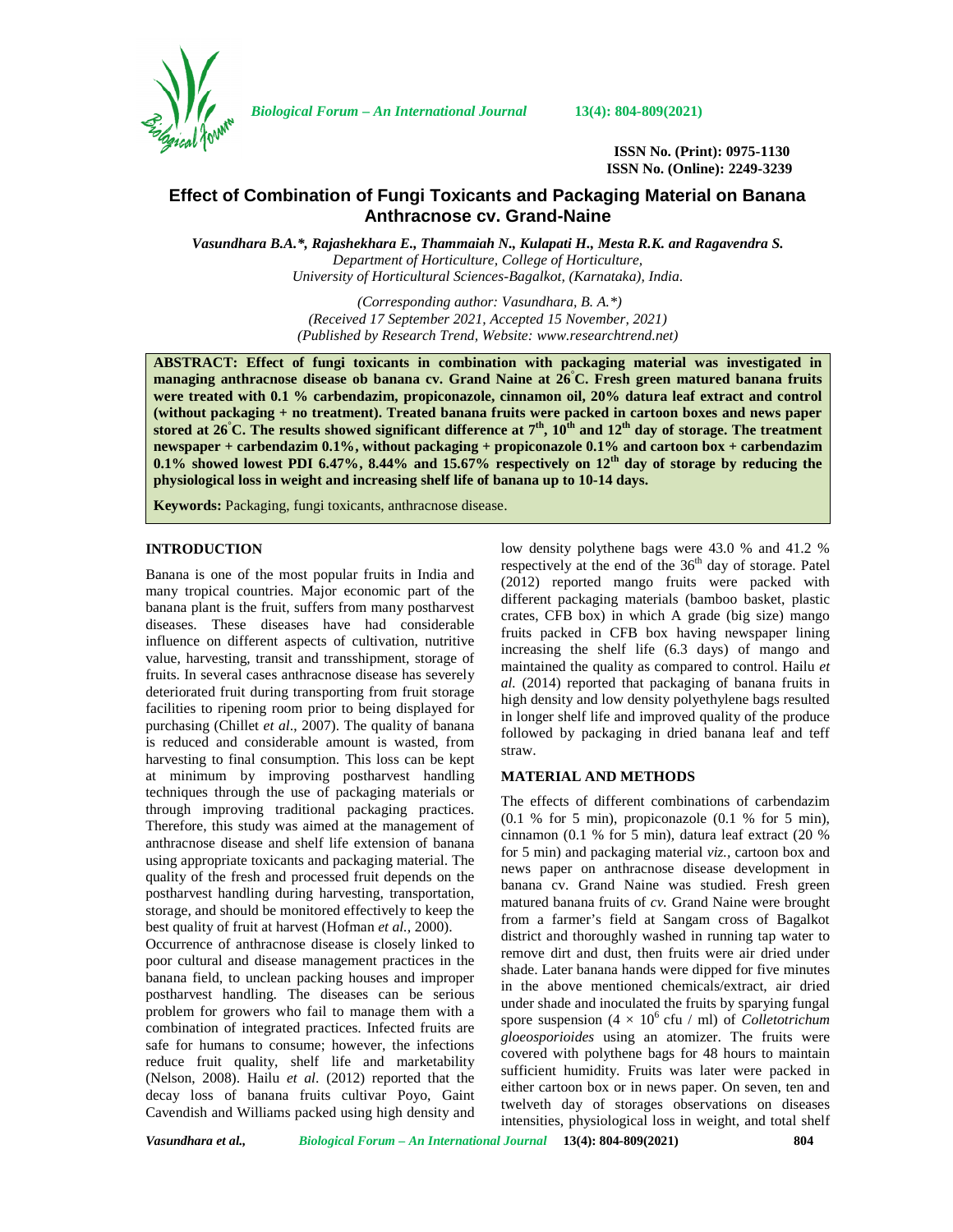ISSN No. (Print): 0975-1130
ISSN No. (Online): 2249-3239

# Effect of Combination of Fungi Toxicants and Packaging Material on Banana Anthracnose cv. Grand-Naine

*Vasundhara B.A.\*, Rajashekhara E., Thammaiah N., Kulapati H., Mesta R.K. and Ragavendra S.*
*Department of Horticulture, College of Horticulture,*
*University of Horticultural Sciences-Bagalkot, (Karnataka), India.*

*(Corresponding author: Vasundhara, B. A.\*)*
*(Received 17 September 2021, Accepted 15 November, 2021)*
*(Published by Research Trend, Website: www.researchtrend.net)*

**ABSTRACT: Effect of fungi toxicants in combination with packaging material was investigated in managing anthracnose disease ob banana cv. Grand Naine at 26°C. Fresh green matured banana fruits were treated with 0.1 % carbendazim, propiconazole, cinnamon oil, 20% datura leaf extract and control (without packaging + no treatment). Treated banana fruits were packed in cartoon boxes and news paper stored at 26°C. The results showed significant difference at 7th, 10th and 12th day of storage. The treatment newspaper + carbendazim 0.1%, without packaging + propiconazole 0.1% and cartoon box + carbendazim 0.1% showed lowest PDI 6.47%, 8.44% and 15.67% respectively on 12th day of storage by reducing the physiological loss in weight and increasing shelf life of banana up to 10-14 days.**

**Keywords:** Packaging, fungi toxicants, anthracnose disease.

## INTRODUCTION

Banana is one of the most popular fruits in India and many tropical countries. Major economic part of the banana plant is the fruit, suffers from many postharvest diseases. These diseases have had considerable influence on different aspects of cultivation, nutritive value, harvesting, transit and transshipment, storage of fruits. In several cases anthracnose disease has severely deteriorated fruit during transporting from fruit storage facilities to ripening room prior to being displayed for purchasing (Chillet *et al*., 2007). The quality of banana is reduced and considerable amount is wasted, from harvesting to final consumption. This loss can be kept at minimum by improving postharvest handling techniques through the use of packaging materials or through improving traditional packaging practices. Therefore, this study was aimed at the management of anthracnose disease and shelf life extension of banana using appropriate toxicants and packaging material. The quality of the fresh and processed fruit depends on the postharvest handling during harvesting, transportation, storage, and should be monitored effectively to keep the best quality of fruit at harvest (Hofman *et al.*, 2000).

Occurrence of anthracnose disease is closely linked to poor cultural and disease management practices in the banana field, to unclean packing houses and improper postharvest handling. The diseases can be serious problem for growers who fail to manage them with a combination of integrated practices. Infected fruits are safe for humans to consume; however, the infections reduce fruit quality, shelf life and marketability (Nelson, 2008). Hailu *et al*. (2012) reported that the decay loss of banana fruits cultivar Poyo, Gaint Cavendish and Williams packed using high density and low density polythene bags were 43.0 % and 41.2 % respectively at the end of the 36th day of storage. Patel (2012) reported mango fruits were packed with different packaging materials (bamboo basket, plastic crates, CFB box) in which A grade (big size) mango fruits packed in CFB box having newspaper lining increasing the shelf life (6.3 days) of mango and maintained the quality as compared to control. Hailu *et al.* (2014) reported that packaging of banana fruits in high density and low density polyethylene bags resulted in longer shelf life and improved quality of the produce followed by packaging in dried banana leaf and teff straw.

## MATERIAL AND METHODS

The effects of different combinations of carbendazim (0.1 % for 5 min), propiconazole (0.1 % for 5 min), cinnamon (0.1 % for 5 min), datura leaf extract (20 % for 5 min) and packaging material *viz.,* cartoon box and news paper on anthracnose disease development in banana cv. Grand Naine was studied. Fresh green matured banana fruits of *cv.* Grand Naine were brought from a farmer's field at Sangam cross of Bagalkot district and thoroughly washed in running tap water to remove dirt and dust, then fruits were air dried under shade. Later banana hands were dipped for five minutes in the above mentioned chemicals/extract, air dried under shade and inoculated the fruits by sparying fungal spore suspension ($4 \times 10^6$ cfu / ml) of *Colletotrichum gloeosporioides* using an atomizer. The fruits were covered with polythene bags for 48 hours to maintain sufficient humidity. Fruits was later were packed in either cartoon box or in news paper. On seven, ten and twelveth day of storages observations on diseases intensities, physiological loss in weight, and total shelf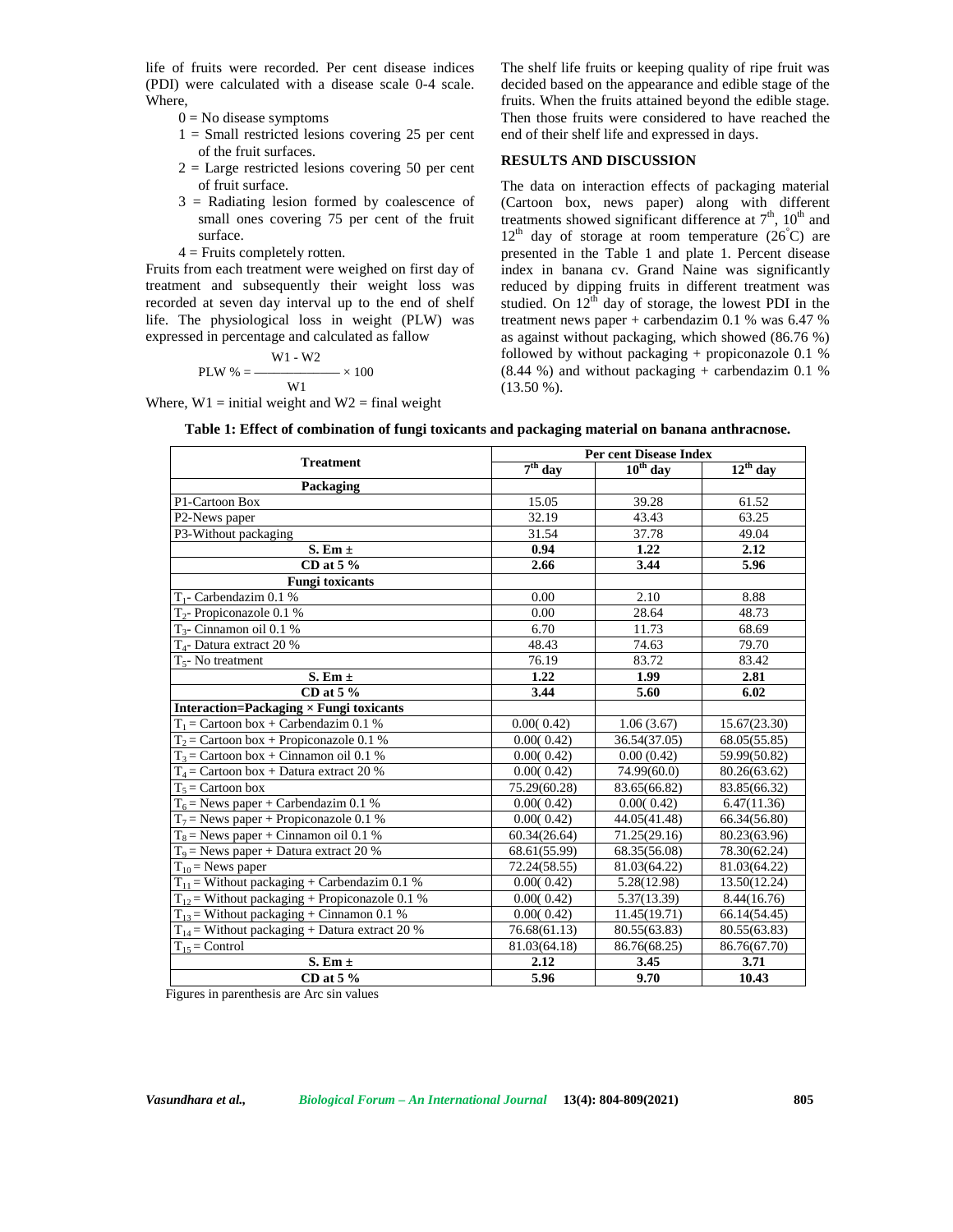life of fruits were recorded. Per cent disease indices (PDI) were calculated with a disease scale 0-4 scale. Where,

0 = No disease symptoms

1 = Small restricted lesions covering 25 per cent of the fruit surfaces.

2 = Large restricted lesions covering 50 per cent of fruit surface.

3 = Radiating lesion formed by coalescence of small ones covering 75 per cent of the fruit surface.

4 = Fruits completely rotten.

Fruits from each treatment were weighed on first day of treatment and subsequently their weight loss was recorded at seven day interval up to the end of shelf life. The physiological loss in weight (PLW) was expressed in percentage and calculated as fallow

$$\text{PLW \%} = \frac{W1 - W2}{W1} \times 100$$

Where, W1 = initial weight and W2 = final weight

The shelf life fruits or keeping quality of ripe fruit was decided based on the appearance and edible stage of the fruits. When the fruits attained beyond the edible stage. Then those fruits were considered to have reached the end of their shelf life and expressed in days.

## RESULTS AND DISCUSSION

The data on interaction effects of packaging material (Cartoon box, news paper) along with different treatments showed significant difference at $7^{th}$, $10^{th}$ and $12^{th}$ day of storage at room temperature (26°C) are presented in the Table 1 and plate 1. Percent disease index in banana cv. Grand Naine was significantly reduced by dipping fruits in different treatment was studied. On $12^{th}$ day of storage, the lowest PDI in the treatment news paper + carbendazim 0.1 % was 6.47 % as against without packaging, which showed (86.76 %) followed by without packaging + propiconazole 0.1 % (8.44 %) and without packaging + carbendazim 0.1 % (13.50 %).

**Table 1: Effect of combination of fungi toxicants and packaging material on banana anthracnose.**

| Treatment | Per cent Disease Index | | |
|---|---|---|---|
| | $7^{th}$ day | $10^{th}$ day | $12^{th}$ day |
| **Packaging** | | | |
| P1-Cartoon Box | 15.05 | 39.28 | 61.52 |
| P2-News paper | 32.19 | 43.43 | 63.25 |
| P3-Without packaging | 31.54 | 37.78 | 49.04 |
| **S. Em ±** | **0.94** | **1.22** | **2.12** |
| **CD at 5 %** | **2.66** | **3.44** | **5.96** |
| **Fungi toxicants** | | | |
| $T_1$- Carbendazim 0.1 % | 0.00 | 2.10 | 8.88 |
| $T_2$- Propiconazole 0.1 % | 0.00 | 28.64 | 48.73 |
| $T_3$- Cinnamon oil 0.1 % | 6.70 | 11.73 | 68.69 |
| $T_4$- Datura extract 20 % | 48.43 | 74.63 | 79.70 |
| $T_5$- No treatment | 76.19 | 83.72 | 83.42 |
| **S. Em ±** | **1.22** | **1.99** | **2.81** |
| **CD at 5 %** | **3.44** | **5.60** | **6.02** |
| **Interaction=Packaging × Fungi toxicants** | | | |
| $T_1$ = Cartoon box + Carbendazim 0.1 % | 0.00( 0.42) | 1.06 (3.67) | 15.67(23.30) |
| $T_2$ = Cartoon box + Propiconazole 0.1 % | 0.00( 0.42) | 36.54(37.05) | 68.05(55.85) |
| $T_3$ = Cartoon box + Cinnamon oil 0.1 % | 0.00( 0.42) | 0.00 (0.42) | 59.99(50.82) |
| $T_4$ = Cartoon box + Datura extract 20 % | 0.00( 0.42) | 74.99(60.0) | 80.26(63.62) |
| $T_5$ = Cartoon box | 75.29(60.28) | 83.65(66.82) | 83.85(66.32) |
| $T_6$ = News paper + Carbendazim 0.1 % | 0.00( 0.42) | 0.00( 0.42) | 6.47(11.36) |
| $T_7$ = News paper + Propiconazole 0.1 % | 0.00( 0.42) | 44.05(41.48) | 66.34(56.80) |
| $T_8$ = News paper + Cinnamon oil 0.1 % | 60.34(26.64) | 71.25(29.16) | 80.23(63.96) |
| $T_9$ = News paper + Datura extract 20 % | 68.61(55.99) | 68.35(56.08) | 78.30(62.24) |
| $T_{10}$ = News paper | 72.24(58.55) | 81.03(64.22) | 81.03(64.22) |
| $T_{11}$ = Without packaging + Carbendazim 0.1 % | 0.00( 0.42) | 5.28(12.98) | 13.50(12.24) |
| $T_{12}$ = Without packaging + Propiconazole 0.1 % | 0.00( 0.42) | 5.37(13.39) | 8.44(16.76) |
| $T_{13}$ = Without packaging + Cinnamon 0.1 % | 0.00( 0.42) | 11.45(19.71) | 66.14(54.45) |
| $T_{14}$ = Without packaging + Datura extract 20 % | 76.68(61.13) | 80.55(63.83) | 80.55(63.83) |
| $T_{15}$ = Control | 81.03(64.18) | 86.76(68.25) | 86.76(67.70) |
| **S. Em ±** | **2.12** | **3.45** | **3.71** |
| **CD at 5 %** | **5.96** | **9.70** | **10.43** |

Figures in parenthesis are Arc sin values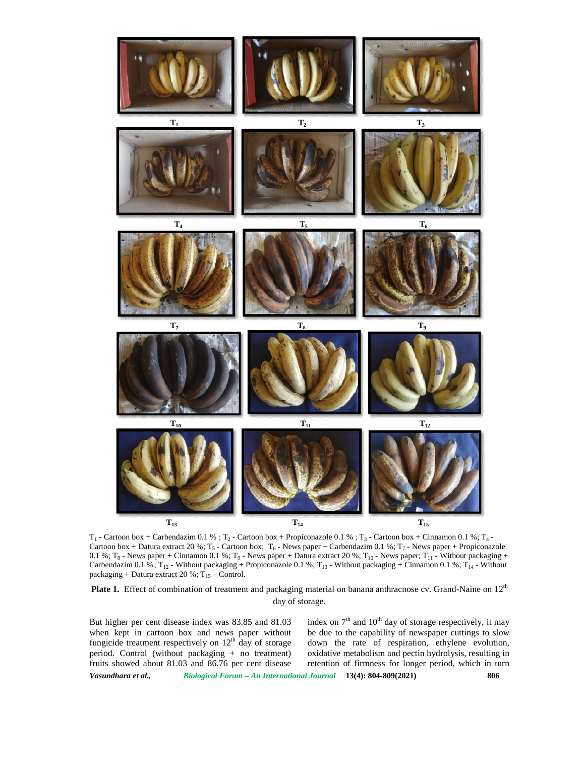$T_1$ - Cartoon box + Carbendazim 0.1 % ; $T_2$ - Cartoon box + Propiconazole 0.1 % ; $T_3$ - Cartoon box + Cinnamon 0.1 %; $T_4$ - Cartoon box + Datura extract 20 %; $T_5$ - Cartoon box; $T_6$ - News paper + Carbendazim 0.1 %; $T_7$ - News paper + Propiconazole 0.1 %; $T_8$ - News paper + Cinnamon 0.1 %; $T_9$ - News paper + Datura extract 20 %; $T_{10}$ - News paper; $T_{11}$ - Without packaging + Carbendazim 0.1 %; $T_{12}$ - Without packaging + Propiconazole 0.1 %; $T_{13}$ - Without packaging + Cinnamon 0.1 %; $T_{14}$ - Without packaging + Datura extract 20 %; $T_{15}$ – Control.

**Plate 1.** Effect of combination of treatment and packaging material on banana anthracnose cv. Grand-Naine on 12th day of storage.

But higher per cent disease index was 83.85 and 81.03 when kept in cartoon box and news paper without fungicide treatment respectively on 12th day of storage period. Control (without packaging + no treatment) fruits showed about 81.03 and 86.76 per cent disease index on 7th and 10th day of storage respectively, it may be due to the capability of newspaper cuttings to slow down the rate of respiration, ethylene evolution, oxidative metabolism and pectin hydrolysis, resulting in retention of firmness for longer period, which in turn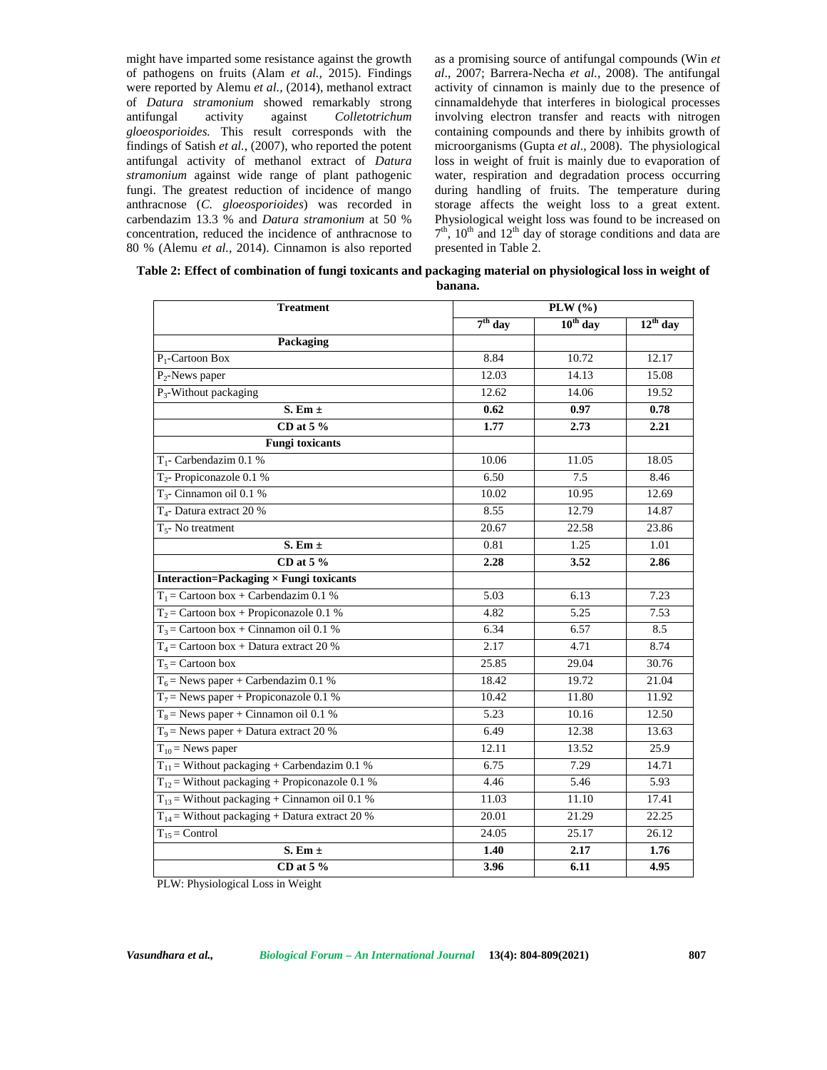might have imparted some resistance against the growth of pathogens on fruits (Alam *et al.,* 2015). Findings were reported by Alemu *et al.,* (2014), methanol extract of *Datura stramonium* showed remarkably strong antifungal activity against *Colletotrichum gloeosporioides.* This result corresponds with the findings of Satish *et al.,* (2007), who reported the potent antifungal activity of methanol extract of *Datura stramonium* against wide range of plant pathogenic fungi. The greatest reduction of incidence of mango anthracnose (*C. gloeosporioides*) was recorded in carbendazim 13.3 % and *Datura stramonium* at 50 % concentration, reduced the incidence of anthracnose to 80 % (Alemu *et al.,* 2014). Cinnamon is also reported as a promising source of antifungal compounds (Win *et al*., 2007; Barrera-Necha *et al.,* 2008). The antifungal activity of cinnamon is mainly due to the presence of cinnamaldehyde that interferes in biological processes involving electron transfer and reacts with nitrogen containing compounds and there by inhibits growth of microorganisms (Gupta *et al*., 2008). The physiological loss in weight of fruit is mainly due to evaporation of water, respiration and degradation process occurring during handling of fruits. The temperature during storage affects the weight loss to a great extent. Physiological weight loss was found to be increased on 7th, 10th and 12th day of storage conditions and data are presented in Table 2.

**Table 2: Effect of combination of fungi toxicants and packaging material on physiological loss in weight of banana.**

| Treatment | PLW (%) | | |
|---|---|---|---|
| | 7th day | 10th day | 12th day |
| **Packaging** | | | |
| $P_1$-Cartoon Box | 8.84 | 10.72 | 12.17 |
| $P_2$-News paper | 12.03 | 14.13 | 15.08 |
| $P_3$-Without packaging | 12.62 | 14.06 | 19.52 |
| **S. Em ±** | **0.62** | **0.97** | **0.78** |
| **CD at 5 %** | **1.77** | **2.73** | **2.21** |
| **Fungi toxicants** | | | |
| $T_1$- Carbendazim 0.1 % | 10.06 | 11.05 | 18.05 |
| $T_2$- Propiconazole 0.1 % | 6.50 | 7.5 | 8.46 |
| $T_3$- Cinnamon oil 0.1 % | 10.02 | 10.95 | 12.69 |
| $T_4$- Datura extract 20 % | 8.55 | 12.79 | 14.87 |
| $T_5$- No treatment | 20.67 | 22.58 | 23.86 |
| **S. Em ±** | 0.81 | 1.25 | 1.01 |
| **CD at 5 %** | **2.28** | **3.52** | **2.86** |
| **Interaction=Packaging × Fungi toxicants** | | | |
| $T_1$ = Cartoon box + Carbendazim 0.1 % | 5.03 | 6.13 | 7.23 |
| $T_2$ = Cartoon box + Propiconazole 0.1 % | 4.82 | 5.25 | 7.53 |
| $T_3$ = Cartoon box + Cinnamon oil 0.1 % | 6.34 | 6.57 | 8.5 |
| $T_4$ = Cartoon box + Datura extract 20 % | 2.17 | 4.71 | 8.74 |
| $T_5$ = Cartoon box | 25.85 | 29.04 | 30.76 |
| $T_6$ = News paper + Carbendazim 0.1 % | 18.42 | 19.72 | 21.04 |
| $T_7$ = News paper + Propiconazole 0.1 % | 10.42 | 11.80 | 11.92 |
| $T_8$ = News paper + Cinnamon oil 0.1 % | 5.23 | 10.16 | 12.50 |
| $T_9$ = News paper + Datura extract 20 % | 6.49 | 12.38 | 13.63 |
| $T_{10}$ = News paper | 12.11 | 13.52 | 25.9 |
| $T_{11}$ = Without packaging + Carbendazim 0.1 % | 6.75 | 7.29 | 14.71 |
| $T_{12}$ = Without packaging + Propiconazole 0.1 % | 4.46 | 5.46 | 5.93 |
| $T_{13}$ = Without packaging + Cinnamon oil 0.1 % | 11.03 | 11.10 | 17.41 |
| $T_{14}$ = Without packaging + Datura extract 20 % | 20.01 | 21.29 | 22.25 |
| $T_{15}$ = Control | 24.05 | 25.17 | 26.12 |
| **S. Em ±** | **1.40** | **2.17** | **1.76** |
| **CD at 5 %** | **3.96** | **6.11** | **4.95** |

PLW: Physiological Loss in Weight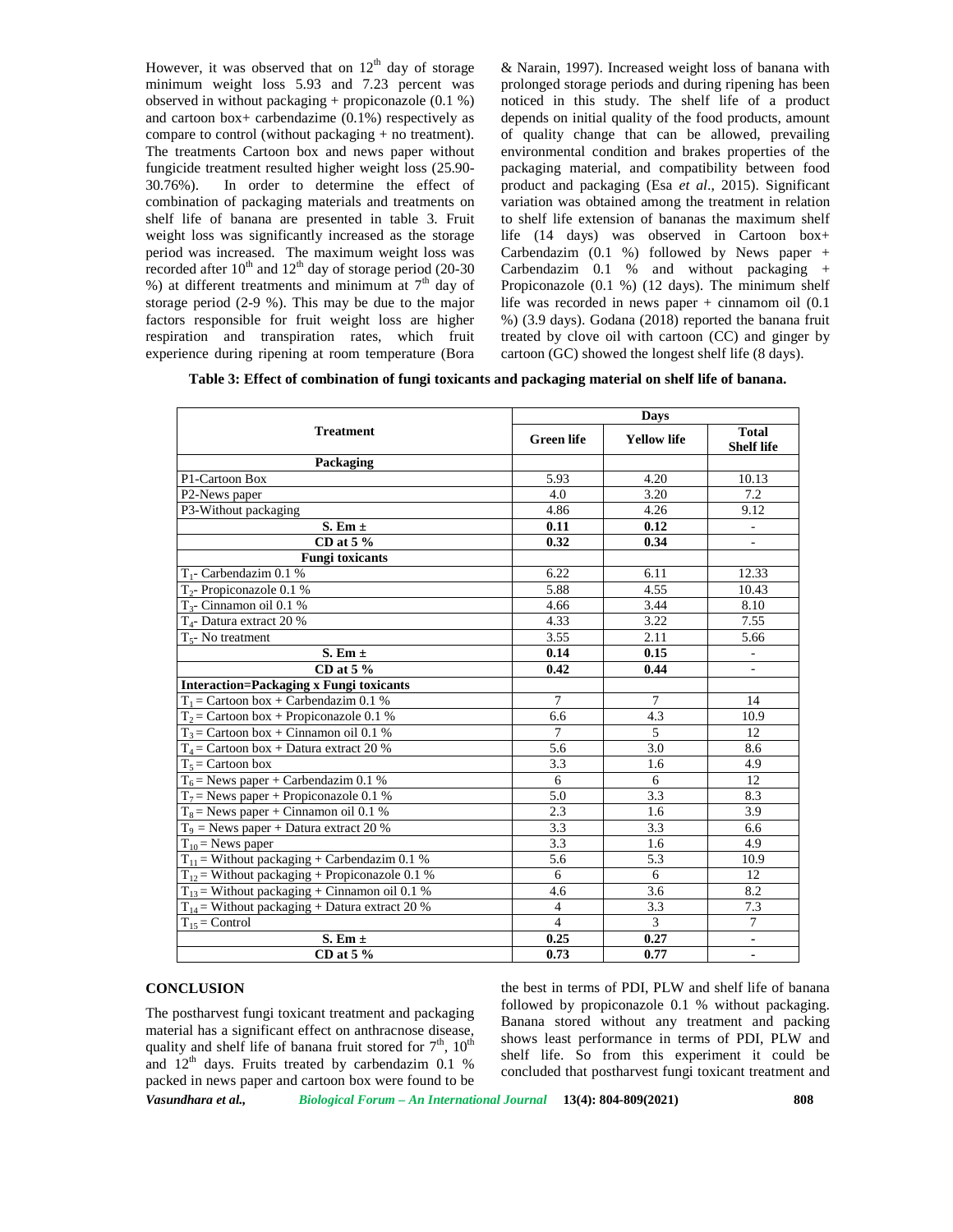However, it was observed that on $12^{th}$ day of storage minimum weight loss 5.93 and 7.23 percent was observed in without packaging + propiconazole (0.1 %) and cartoon box+ carbendazime (0.1%) respectively as compare to control (without packaging + no treatment). The treatments Cartoon box and news paper without fungicide treatment resulted higher weight loss (25.90-30.76%). In order to determine the effect of combination of packaging materials and treatments on shelf life of banana are presented in table 3. Fruit weight loss was significantly increased as the storage period was increased. The maximum weight loss was recorded after $10^{th}$ and $12^{th}$ day of storage period (20-30 %) at different treatments and minimum at $7^{th}$ day of storage period (2-9 %). This may be due to the major factors responsible for fruit weight loss are higher respiration and transpiration rates, which fruit experience during ripening at room temperature (Bora & Narain, 1997). Increased weight loss of banana with prolonged storage periods and during ripening has been noticed in this study. The shelf life of a product depends on initial quality of the food products, amount of quality change that can be allowed, prevailing environmental condition and brakes properties of the packaging material, and compatibility between food product and packaging (Esa *et al*., 2015). Significant variation was obtained among the treatment in relation to shelf life extension of bananas the maximum shelf life (14 days) was observed in Cartoon box+ Carbendazim (0.1 %) followed by News paper + Carbendazim 0.1 % and without packaging + Propiconazole (0.1 %) (12 days). The minimum shelf life was recorded in news paper + cinnamom oil (0.1 %) (3.9 days). Godana (2018) reported the banana fruit treated by clove oil with cartoon (CC) and ginger by cartoon (GC) showed the longest shelf life (8 days).

**Table 3: Effect of combination of fungi toxicants and packaging material on shelf life of banana.**

| Treatment | Days | | |
|---|---|---|---|
| | **Green life** | **Yellow life** | **Total Shelf life** |
| **Packaging** | | | |
| P1-Cartoon Box | 5.93 | 4.20 | 10.13 |
| P2-News paper | 4.0 | 3.20 | 7.2 |
| P3-Without packaging | 4.86 | 4.26 | 9.12 |
| **S. Em ±** | **0.11** | **0.12** | - |
| **CD at 5 %** | **0.32** | **0.34** | - |
| **Fungi toxicants** | | | |
| $T_1$- Carbendazim 0.1 % | 6.22 | 6.11 | 12.33 |
| $T_2$- Propiconazole 0.1 % | 5.88 | 4.55 | 10.43 |
| $T_3$- Cinnamon oil 0.1 % | 4.66 | 3.44 | 8.10 |
| $T_4$- Datura extract 20 % | 4.33 | 3.22 | 7.55 |
| $T_5$- No treatment | 3.55 | 2.11 | 5.66 |
| **S. Em ±** | **0.14** | **0.15** | - |
| **CD at 5 %** | **0.42** | **0.44** | - |
| **Interaction=Packaging x Fungi toxicants** | | | |
| $T_1$ = Cartoon box + Carbendazim 0.1 % | 7 | 7 | 14 |
| $T_2$ = Cartoon box + Propiconazole 0.1 % | 6.6 | 4.3 | 10.9 |
| $T_3$ = Cartoon box + Cinnamon oil 0.1 % | 7 | 5 | 12 |
| $T_4$ = Cartoon box + Datura extract 20 % | 5.6 | 3.0 | 8.6 |
| $T_5$ = Cartoon box | 3.3 | 1.6 | 4.9 |
| $T_6$ = News paper + Carbendazim 0.1 % | 6 | 6 | 12 |
| $T_7$ = News paper + Propiconazole 0.1 % | 5.0 | 3.3 | 8.3 |
| $T_8$ = News paper + Cinnamon oil 0.1 % | 2.3 | 1.6 | 3.9 |
| $T_9$ = News paper + Datura extract 20 % | 3.3 | 3.3 | 6.6 |
| $T_{10}$ = News paper | 3.3 | 1.6 | 4.9 |
| $T_{11}$ = Without packaging + Carbendazim 0.1 % | 5.6 | 5.3 | 10.9 |
| $T_{12}$ = Without packaging + Propiconazole 0.1 % | 6 | 6 | 12 |
| $T_{13}$ = Without packaging + Cinnamon oil 0.1 % | 4.6 | 3.6 | 8.2 |
| $T_{14}$ = Without packaging + Datura extract 20 % | 4 | 3.3 | 7.3 |
| $T_{15}$ = Control | 4 | 3 | 7 |
| **S. Em ±** | **0.25** | **0.27** | - |
| **CD at 5 %** | **0.73** | **0.77** | - |

## CONCLUSION

The postharvest fungi toxicant treatment and packaging material has a significant effect on anthracnose disease, quality and shelf life of banana fruit stored for $7^{th}$, $10^{th}$ and $12^{th}$ days. Fruits treated by carbendazim 0.1 % packed in news paper and cartoon box were found to be the best in terms of PDI, PLW and shelf life of banana followed by propiconazole 0.1 % without packaging. Banana stored without any treatment and packing shows least performance in terms of PDI, PLW and shelf life. So from this experiment it could be concluded that postharvest fungi toxicant treatment and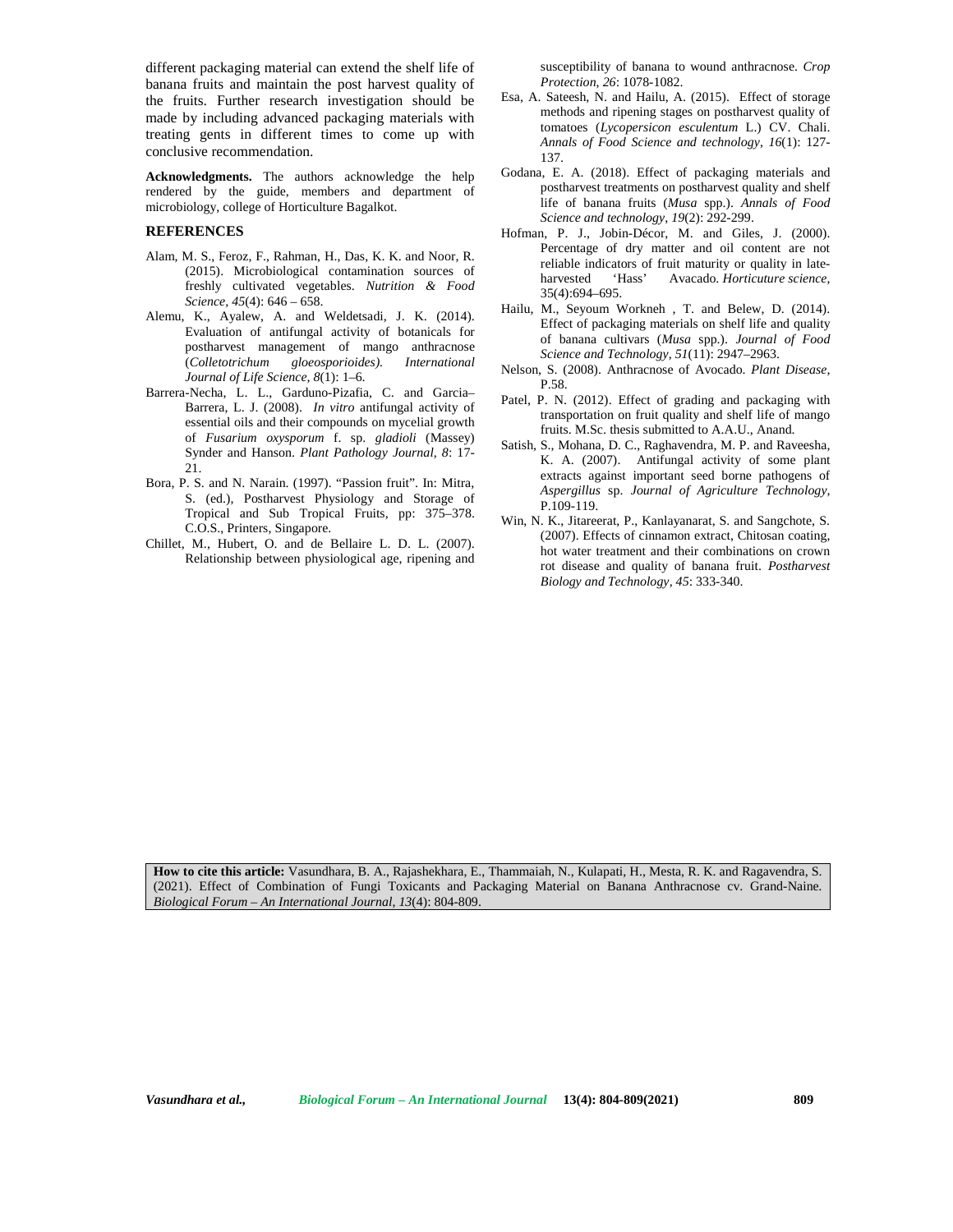different packaging material can extend the shelf life of banana fruits and maintain the post harvest quality of the fruits. Further research investigation should be made by including advanced packaging materials with treating gents in different times to come up with conclusive recommendation.

**Acknowledgments.** The authors acknowledge the help rendered by the guide, members and department of microbiology, college of Horticulture Bagalkot.

## REFERENCES

Alam, M. S., Feroz, F., Rahman, H., Das, K. K. and Noor, R. (2015). Microbiological contamination sources of freshly cultivated vegetables. *Nutrition & Food Science*, *45*(4): 646 – 658.

Alemu, K., Ayalew, A. and Weldetsadi, J. K. (2014). Evaluation of antifungal activity of botanicals for postharvest management of mango anthracnose (*Colletotrichum gloeosporioides). International Journal of Life Science, 8*(1): 1–6.

Barrera-Necha, L. L., Garduno-Pizafia, C. and Garcia–Barrera, L. J. (2008). *In vitro* antifungal activity of essential oils and their compounds on mycelial growth of *Fusarium oxysporum* f. sp. *gladioli* (Massey) Synder and Hanson. *Plant Pathology Journal, 8*: 17-21.

Bora, P. S. and N. Narain. (1997). "Passion fruit". In: Mitra, S. (ed.), Postharvest Physiology and Storage of Tropical and Sub Tropical Fruits, pp: 375–378. C.O.S., Printers, Singapore.

Chillet, M., Hubert, O. and de Bellaire L. D. L. (2007). Relationship between physiological age, ripening and susceptibility of banana to wound anthracnose. *Crop Protection, 26*: 1078-1082.

Esa, A. Sateesh, N. and Hailu, A. (2015). Effect of storage methods and ripening stages on postharvest quality of tomatoes (*Lycopersicon esculentum* L.) CV. Chali. *Annals of Food Science and technology*, *16*(1): 127-137.

Godana, E. A. (2018). Effect of packaging materials and postharvest treatments on postharvest quality and shelf life of banana fruits (*Musa* spp.). *Annals of Food Science and technology*, *19*(2): 292-299.

Hofman, P. J., Jobin-Décor, M. and Giles, J. (2000). Percentage of dry matter and oil content are not reliable indicators of fruit maturity or quality in late-harvested 'Hass' Avacado. *Horticuture science*, 35(4):694–695.

Hailu, M., Seyoum Workneh , T. and Belew, D. (2014). Effect of packaging materials on shelf life and quality of banana cultivars (*Musa* spp.). *Journal of Food Science and Technology, 51*(11): 2947–2963.

Nelson, S. (2008). Anthracnose of Avocado. *Plant Disease*, P.58.

Patel, P. N. (2012). Effect of grading and packaging with transportation on fruit quality and shelf life of mango fruits. M.Sc. thesis submitted to A.A.U., Anand.

Satish, S., Mohana, D. C., Raghavendra, M. P. and Raveesha, K. A. (2007). Antifungal activity of some plant extracts against important seed borne pathogens of *Aspergillus* sp. *Journal of Agriculture Technology*, P.109-119.

Win, N. K., Jitareerat, P., Kanlayanarat, S. and Sangchote, S. (2007). Effects of cinnamon extract, Chitosan coating, hot water treatment and their combinations on crown rot disease and quality of banana fruit. *Postharvest Biology and Technology*, *45*: 333-340.

**How to cite this article:** Vasundhara, B. A., Rajashekhara, E., Thammaiah, N., Kulapati, H., Mesta, R. K. and Ragavendra, S. (2021). Effect of Combination of Fungi Toxicants and Packaging Material on Banana Anthracnose cv. Grand-Naine. *Biological Forum – An International Journal*, *13*(4): 804-809.